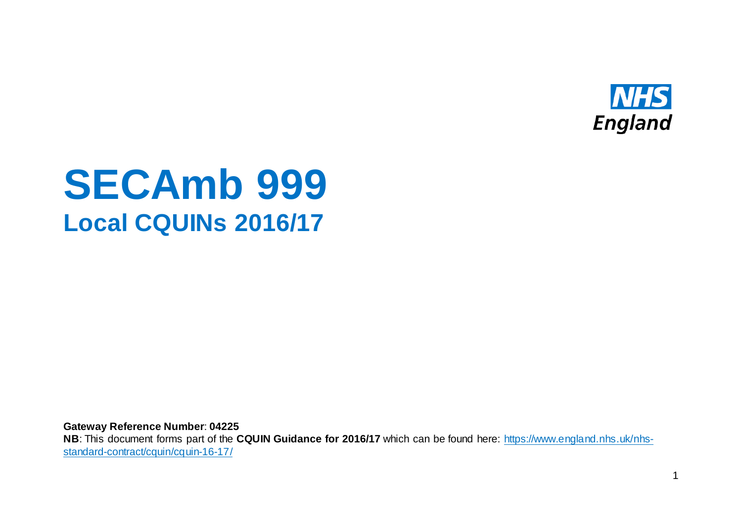NHS England

# SECAmb 999

## Local CQUINs 2016/17

**Gateway Reference Number**: **04225**

**NB**: This document forms part of the **CQUIN Guidance for 2016/17** which can be found here: https://www.england.nhs.uk/nhs-standard-contract/cquin/cquin-16-17/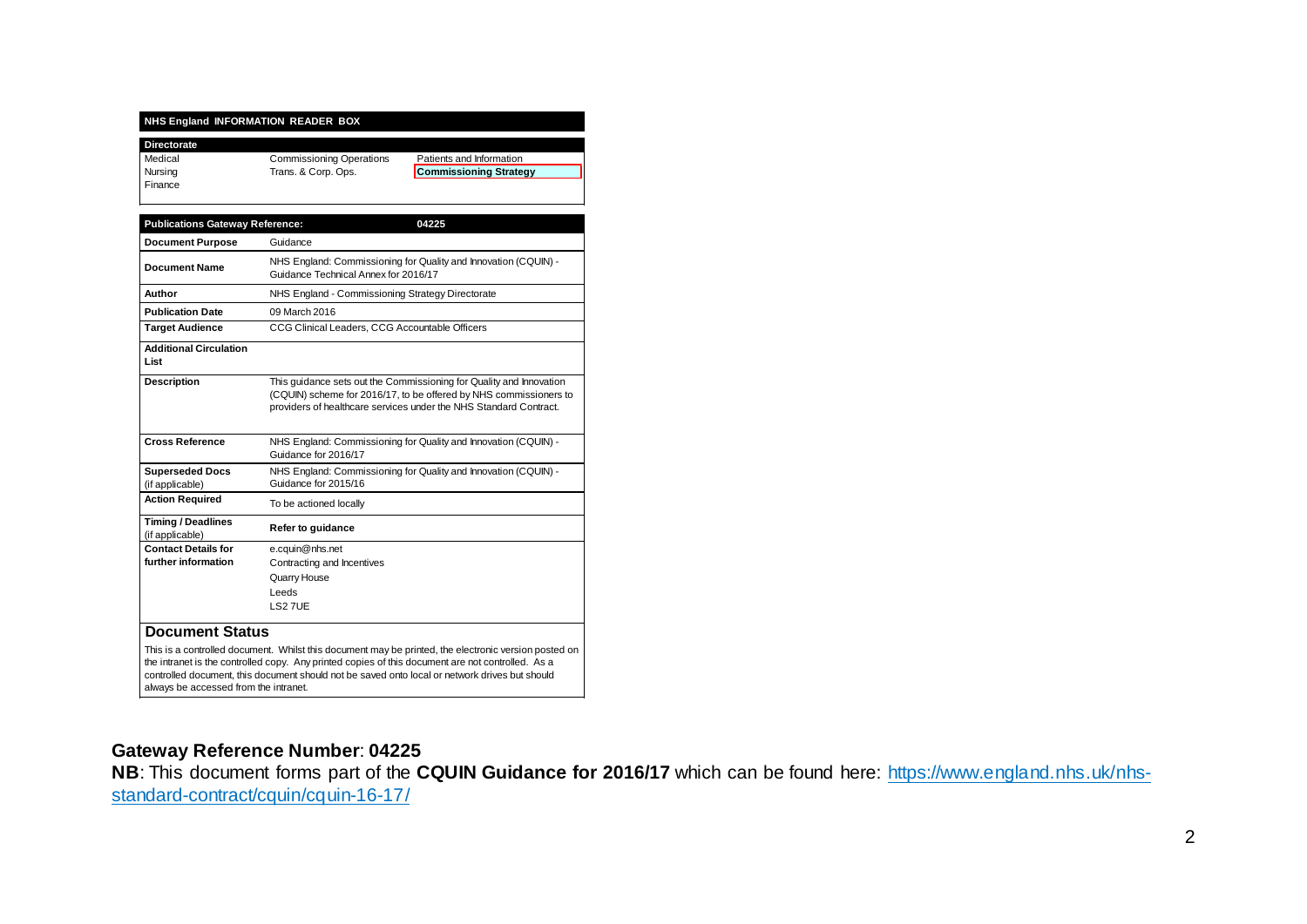**NHS England INFORMATION READER BOX**

| Directorate | | |
|---|---|---|
| Medical | Commissioning Operations | Patients and Information |
| Nursing | Trans. & Corp. Ops. | **Commissioning Strategy** |
| Finance | | |

| Publications Gateway Reference: | 04225 |
|---|---|
| **Document Purpose** | Guidance |
| **Document Name** | NHS England: Commissioning for Quality and Innovation (CQUIN) - Guidance Technical Annex for 2016/17 |
| **Author** | NHS England - Commissioning Strategy Directorate |
| **Publication Date** | 09 March 2016 |
| **Target Audience** | CCG Clinical Leaders, CCG Accountable Officers |
| **Additional Circulation List** | |
| **Description** | This guidance sets out the Commissioning for Quality and Innovation (CQUIN) scheme for 2016/17, to be offered by NHS commissioners to providers of healthcare services under the NHS Standard Contract. |
| **Cross Reference** | NHS England: Commissioning for Quality and Innovation (CQUIN) - Guidance for 2016/17 |
| **Superseded Docs** (if applicable) | NHS England: Commissioning for Quality and Innovation (CQUIN) - Guidance for 2015/16 |
| **Action Required** | To be actioned locally |
| **Timing / Deadlines** (if applicable) | **Refer to guidance** |
| **Contact Details for further information** | e.cquin@nhs.net<br>Contracting and Incentives<br>Quarry House<br>Leeds<br>LS2 7UE |

## Document Status

This is a controlled document. Whilst this document may be printed, the electronic version posted on the intranet is the controlled copy. Any printed copies of this document are not controlled. As a controlled document, this document should not be saved onto local or network drives but should always be accessed from the intranet.

**Gateway Reference Number**: **04225**

**NB**: This document forms part of the **CQUIN Guidance for 2016/17** which can be found here: https://www.england.nhs.uk/nhs-standard-contract/cquin/cquin-16-17/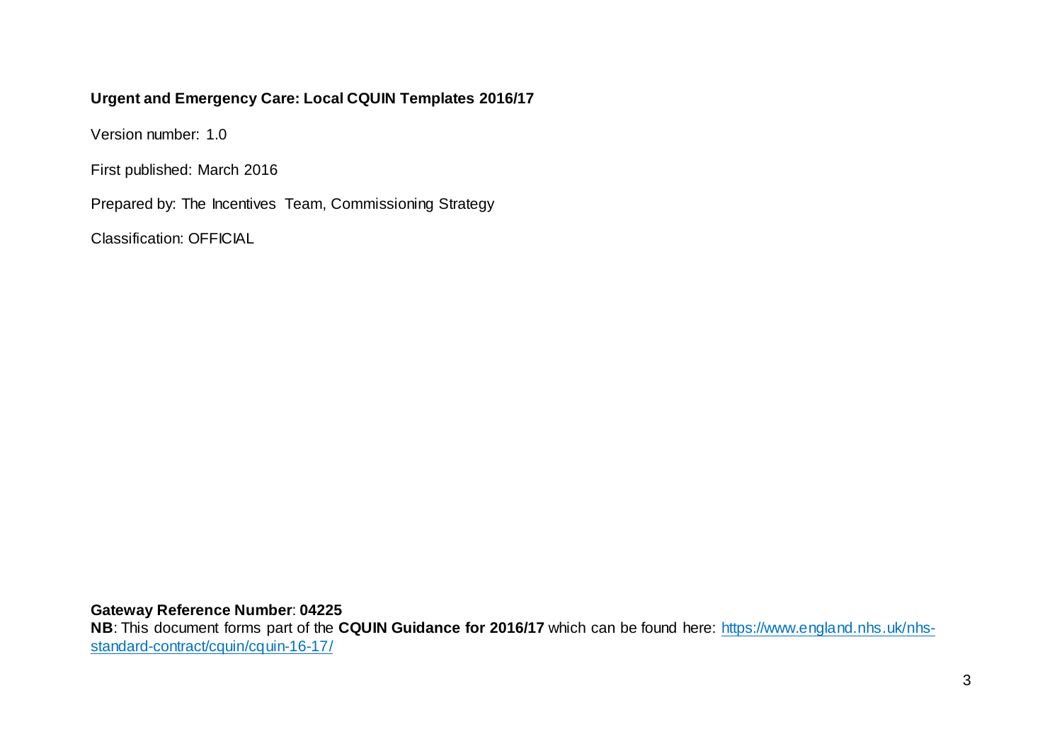**Urgent and Emergency Care: Local CQUIN Templates 2016/17**

Version number: 1.0

First published: March 2016

Prepared by: The Incentives Team, Commissioning Strategy

Classification: OFFICIAL

**Gateway Reference Number**: **04225**

**NB**: This document forms part of the **CQUIN Guidance for 2016/17** which can be found here: [https://www.england.nhs.uk/nhs-standard-contract/cquin/cquin-16-17/](https://www.england.nhs.uk/nhs-standard-contract/cquin/cquin-16-17/)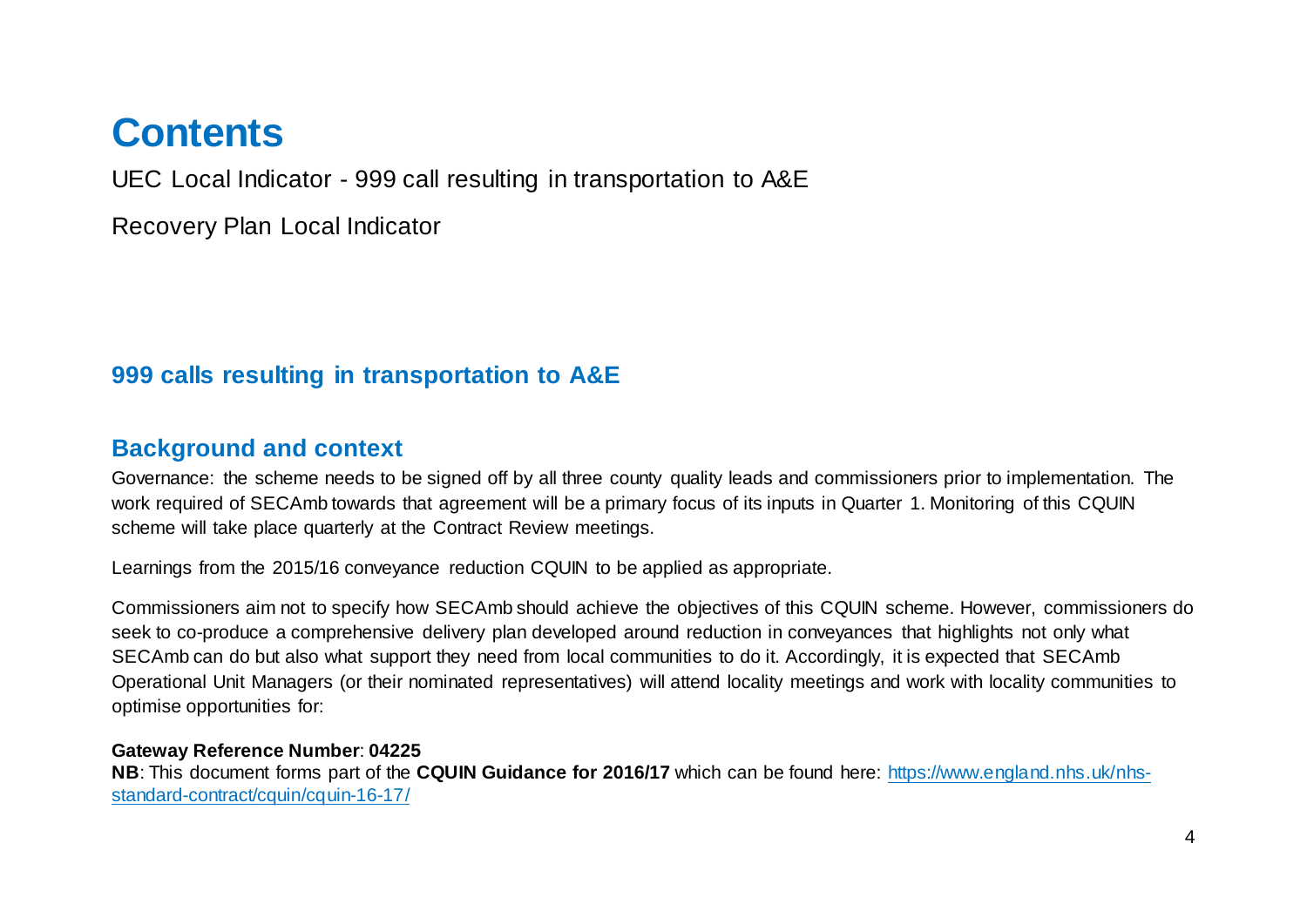# Contents

UEC Local Indicator - 999 call resulting in transportation to A&E

Recovery Plan Local Indicator

## 999 calls resulting in transportation to A&E

## Background and context

Governance: the scheme needs to be signed off by all three county quality leads and commissioners prior to implementation. The work required of SECAmb towards that agreement will be a primary focus of its inputs in Quarter 1. Monitoring of this CQUIN scheme will take place quarterly at the Contract Review meetings.

Learnings from the 2015/16 conveyance reduction CQUIN to be applied as appropriate.

Commissioners aim not to specify how SECAmb should achieve the objectives of this CQUIN scheme. However, commissioners do seek to co-produce a comprehensive delivery plan developed around reduction in conveyances that highlights not only what SECAmb can do but also what support they need from local communities to do it. Accordingly, it is expected that SECAmb Operational Unit Managers (or their nominated representatives) will attend locality meetings and work with locality communities to optimise opportunities for:

**Gateway Reference Number**: **04225**
**NB**: This document forms part of the **CQUIN Guidance for 2016/17** which can be found here: https://www.england.nhs.uk/nhs-standard-contract/cquin/cquin-16-17/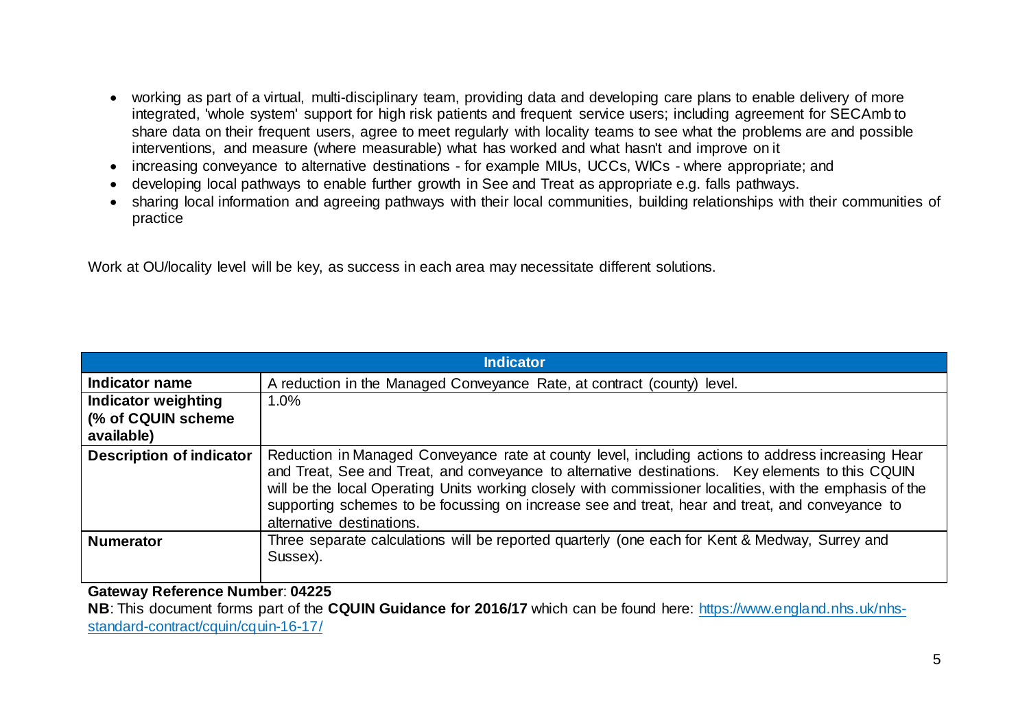- working as part of a virtual, multi-disciplinary team, providing data and developing care plans to enable delivery of more integrated, 'whole system' support for high risk patients and frequent service users; including agreement for SECAmb to share data on their frequent users, agree to meet regularly with locality teams to see what the problems are and possible interventions, and measure (where measurable) what has worked and what hasn't and improve on it
- increasing conveyance to alternative destinations - for example MIUs, UCCs, WICs - where appropriate; and
- developing local pathways to enable further growth in See and Treat as appropriate e.g. falls pathways.
- sharing local information and agreeing pathways with their local communities, building relationships with their communities of practice

Work at OU/locality level will be key, as success in each area may necessitate different solutions.

| Indicator | |
|---|---|
| **Indicator name** | A reduction in the Managed Conveyance Rate, at contract (county) level. |
| **Indicator weighting (% of CQUIN scheme available)** | 1.0% |
| **Description of indicator** | Reduction in Managed Conveyance rate at county level, including actions to address increasing Hear and Treat, See and Treat, and conveyance to alternative destinations. Key elements to this CQUIN will be the local Operating Units working closely with commissioner localities, with the emphasis of the supporting schemes to be focussing on increase see and treat, hear and treat, and conveyance to alternative destinations. |
| **Numerator** | Three separate calculations will be reported quarterly (one each for Kent & Medway, Surrey and Sussex). |

**Gateway Reference Number**: **04225**

**NB**: This document forms part of the **CQUIN Guidance for 2016/17** which can be found here: https://www.england.nhs.uk/nhs-standard-contract/cquin/cquin-16-17/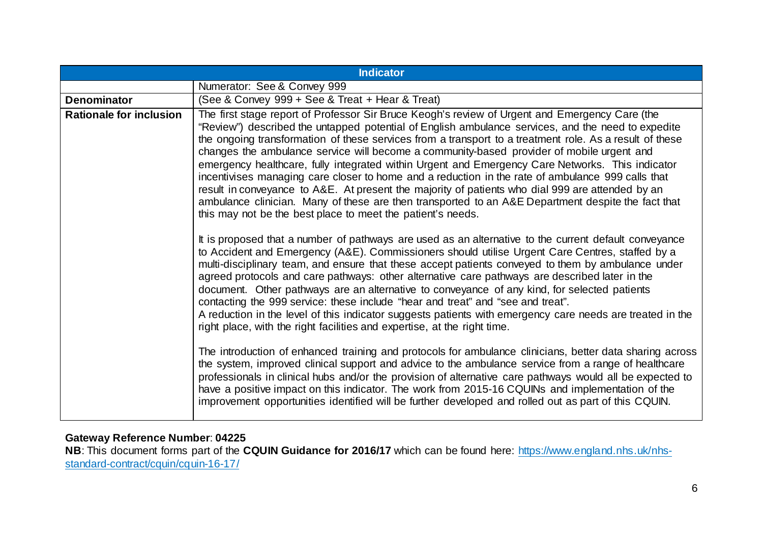| Indicator | |
|---|---|
| | Numerator: See & Convey 999 |
| **Denominator** | (See & Convey 999 + See & Treat + Hear & Treat) |
| **Rationale for inclusion** | The first stage report of Professor Sir Bruce Keogh's review of Urgent and Emergency Care (the "Review") described the untapped potential of English ambulance services, and the need to expedite the ongoing transformation of these services from a transport to a treatment role. As a result of these changes the ambulance service will become a community-based provider of mobile urgent and emergency healthcare, fully integrated within Urgent and Emergency Care Networks. This indicator incentivises managing care closer to home and a reduction in the rate of ambulance 999 calls that result in conveyance to A&E. At present the majority of patients who dial 999 are attended by an ambulance clinician. Many of these are then transported to an A&E Department despite the fact that this may not be the best place to meet the patient's needs.<br><br>It is proposed that a number of pathways are used as an alternative to the current default conveyance to Accident and Emergency (A&E). Commissioners should utilise Urgent Care Centres, staffed by a multi-disciplinary team, and ensure that these accept patients conveyed to them by ambulance under agreed protocols and care pathways: other alternative care pathways are described later in the document. Other pathways are an alternative to conveyance of any kind, for selected patients contacting the 999 service: these include "hear and treat" and "see and treat".<br>A reduction in the level of this indicator suggests patients with emergency care needs are treated in the right place, with the right facilities and expertise, at the right time.<br><br>The introduction of enhanced training and protocols for ambulance clinicians, better data sharing across the system, improved clinical support and advice to the ambulance service from a range of healthcare professionals in clinical hubs and/or the provision of alternative care pathways would all be expected to have a positive impact on this indicator. The work from 2015-16 CQUINs and implementation of the improvement opportunities identified will be further developed and rolled out as part of this CQUIN. |

**Gateway Reference Number**: **04225**

**NB**: This document forms part of the **CQUIN Guidance for 2016/17** which can be found here: https://www.england.nhs.uk/nhs-standard-contract/cquin/cquin-16-17/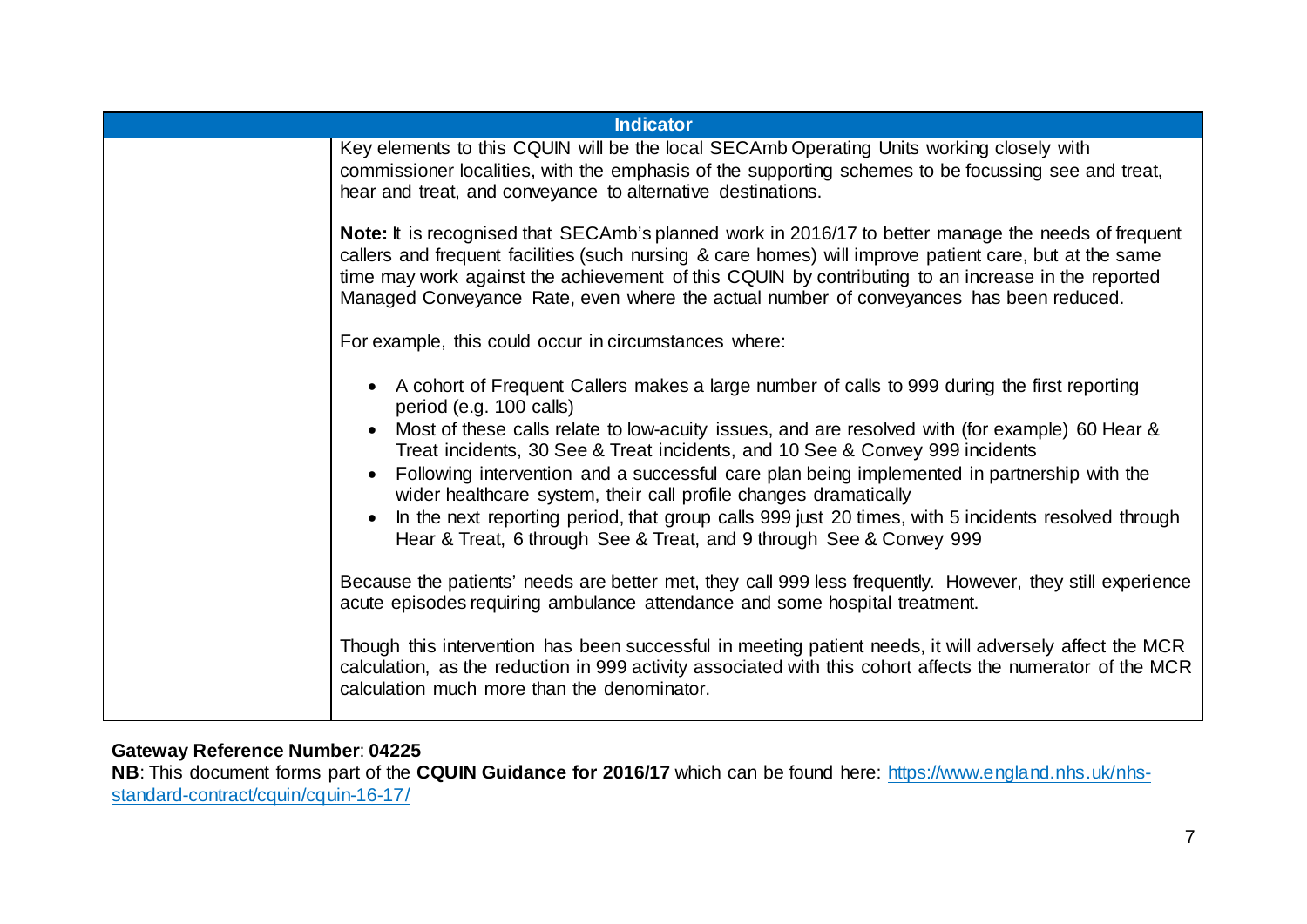| Indicator | |
|---|---|
| | Key elements to this CQUIN will be the local SECAmb Operating Units working closely with commissioner localities, with the emphasis of the supporting schemes to be focussing see and treat, hear and treat, and conveyance to alternative destinations.<br><br>**Note:** It is recognised that SECAmb's planned work in 2016/17 to better manage the needs of frequent callers and frequent facilities (such nursing & care homes) will improve patient care, but at the same time may work against the achievement of this CQUIN by contributing to an increase in the reported Managed Conveyance Rate, even where the actual number of conveyances has been reduced.<br><br>For example, this could occur in circumstances where:<br><br>• A cohort of Frequent Callers makes a large number of calls to 999 during the first reporting period (e.g. 100 calls)<br>• Most of these calls relate to low-acuity issues, and are resolved with (for example) 60 Hear & Treat incidents, 30 See & Treat incidents, and 10 See & Convey 999 incidents<br>• Following intervention and a successful care plan being implemented in partnership with the wider healthcare system, their call profile changes dramatically<br>• In the next reporting period, that group calls 999 just 20 times, with 5 incidents resolved through Hear & Treat, 6 through See & Treat, and 9 through See & Convey 999<br><br>Because the patients' needs are better met, they call 999 less frequently. However, they still experience acute episodes requiring ambulance attendance and some hospital treatment.<br><br>Though this intervention has been successful in meeting patient needs, it will adversely affect the MCR calculation, as the reduction in 999 activity associated with this cohort affects the numerator of the MCR calculation much more than the denominator. |

**Gateway Reference Number**: **04225**
**NB**: This document forms part of the **CQUIN Guidance for 2016/17** which can be found here: https://www.england.nhs.uk/nhs-standard-contract/cquin/cquin-16-17/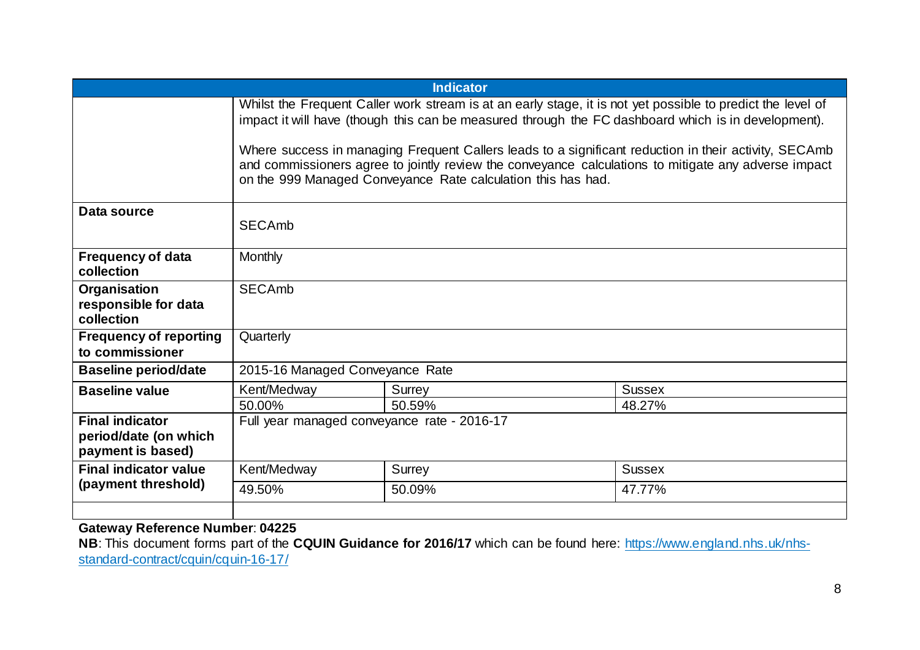| Indicator | | | |
|---|---|---|---|
| | Whilst the Frequent Caller work stream is at an early stage, it is not yet possible to predict the level of impact it will have (though this can be measured through the FC dashboard which is in development).<br><br>Where success in managing Frequent Callers leads to a significant reduction in their activity, SECAmb and commissioners agree to jointly review the conveyance calculations to mitigate any adverse impact on the 999 Managed Conveyance Rate calculation this has had. | | |
| **Data source** | SECAmb | | |
| **Frequency of data collection** | Monthly | | |
| **Organisation responsible for data collection** | SECAmb | | |
| **Frequency of reporting to commissioner** | Quarterly | | |
| **Baseline period/date** | 2015-16 Managed Conveyance Rate | | |
| **Baseline value** | Kent/Medway | Surrey | Sussex |
| | 50.00% | 50.59% | 48.27% |
| **Final indicator period/date (on which payment is based)** | Full year managed conveyance rate - 2016-17 | | |
| **Final indicator value (payment threshold)** | Kent/Medway | Surrey | Sussex |
| | 49.50% | 50.09% | 47.77% |
| | | | |

**Gateway Reference Number**: **04225**

**NB**: This document forms part of the **CQUIN Guidance for 2016/17** which can be found here: https://www.england.nhs.uk/nhs-standard-contract/cquin/cquin-16-17/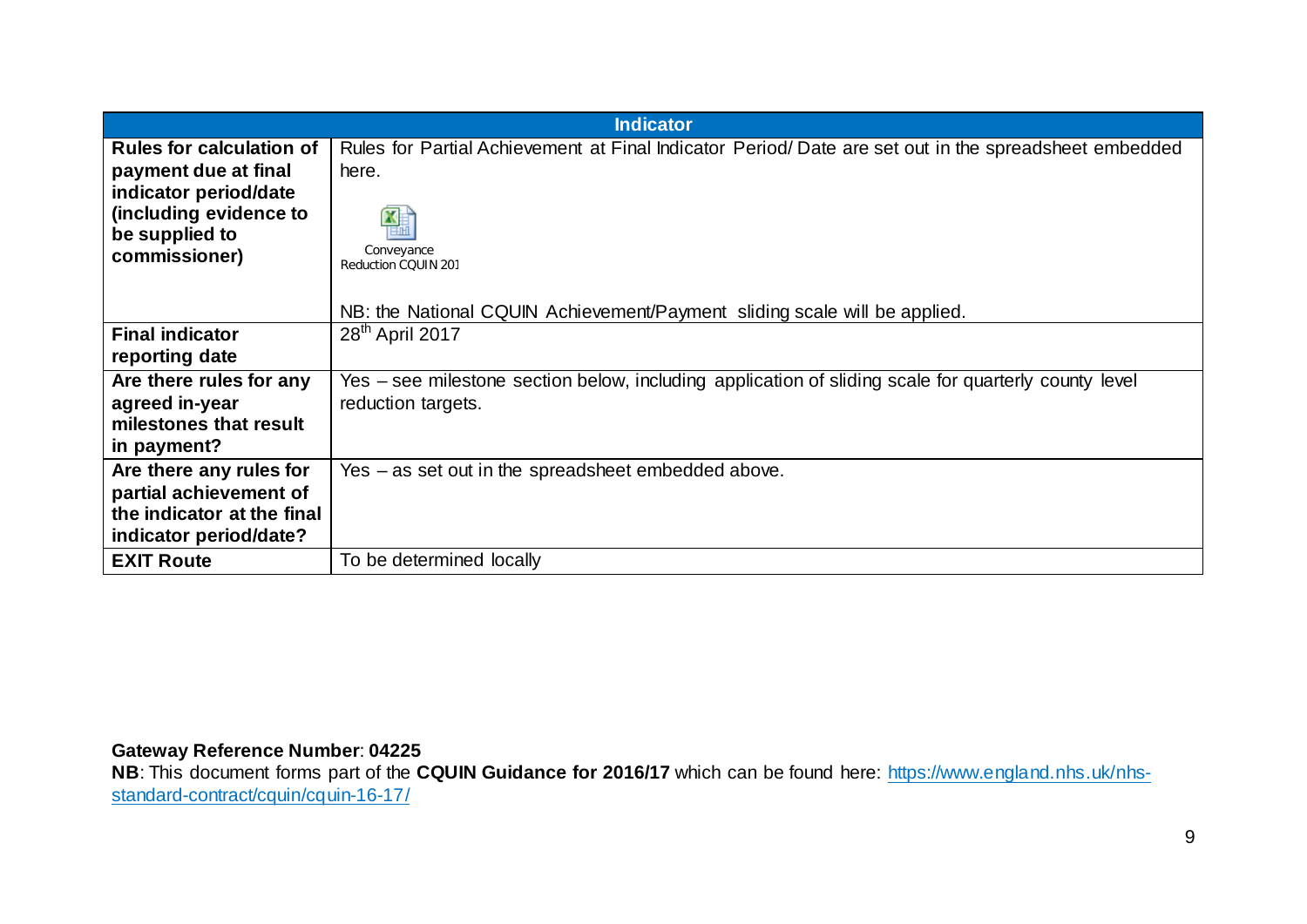| Indicator | |
|---|---|
| **Rules for calculation of payment due at final indicator period/date (including evidence to be supplied to commissioner)** | Rules for Partial Achievement at Final Indicator Period/ Date are set out in the spreadsheet embedded here. Conveyance Reduction CQUIN 201 NB: the National CQUIN Achievement/Payment sliding scale will be applied. |
| **Final indicator reporting date** | 28th April 2017 |
| **Are there rules for any agreed in-year milestones that result in payment?** | Yes – see milestone section below, including application of sliding scale for quarterly county level reduction targets. |
| **Are there any rules for partial achievement of the indicator at the final indicator period/date?** | Yes – as set out in the spreadsheet embedded above. |
| **EXIT Route** | To be determined locally |

**Gateway Reference Number**: **04225**
**NB**: This document forms part of the **CQUIN Guidance for 2016/17** which can be found here: https://www.england.nhs.uk/nhs-standard-contract/cquin/cquin-16-17/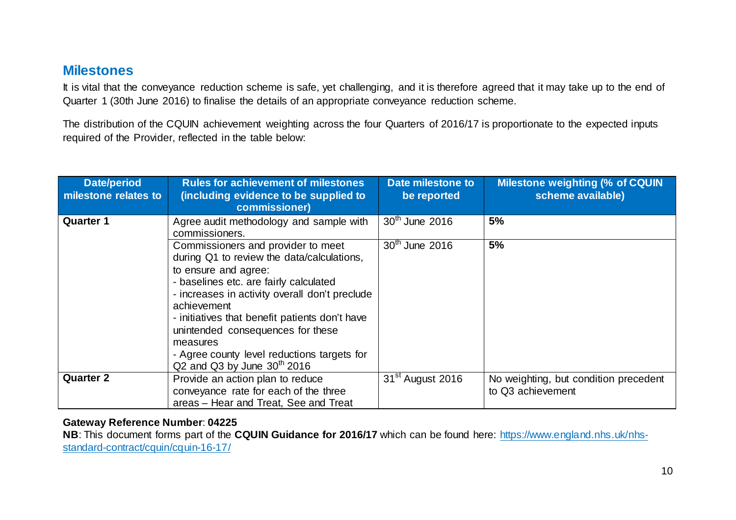## Milestones

It is vital that the conveyance reduction scheme is safe, yet challenging, and it is therefore agreed that it may take up to the end of Quarter 1 (30th June 2016) to finalise the details of an appropriate conveyance reduction scheme.

The distribution of the CQUIN achievement weighting across the four Quarters of 2016/17 is proportionate to the expected inputs required of the Provider, reflected in the table below:

| Date/period milestone relates to | Rules for achievement of milestones (including evidence to be supplied to commissioner) | Date milestone to be reported | Milestone weighting (% of CQUIN scheme available) |
|---|---|---|---|
| **Quarter 1** | Agree audit methodology and sample with commissioners. | 30th June 2016 | **5%** |
| | Commissioners and provider to meet during Q1 to review the data/calculations, to ensure and agree:<br>- baselines etc. are fairly calculated<br>- increases in activity overall don't preclude achievement<br>- initiatives that benefit patients don't have unintended consequences for these measures<br>- Agree county level reductions targets for Q2 and Q3 by June 30th 2016 | 30th June 2016 | **5%** |
| **Quarter 2** | Provide an action plan to reduce conveyance rate for each of the three areas – Hear and Treat, See and Treat | 31st August 2016 | No weighting, but condition precedent to Q3 achievement |

**Gateway Reference Number**: **04225**

**NB**: This document forms part of the **CQUIN Guidance for 2016/17** which can be found here: https://www.england.nhs.uk/nhs-standard-contract/cquin/cquin-16-17/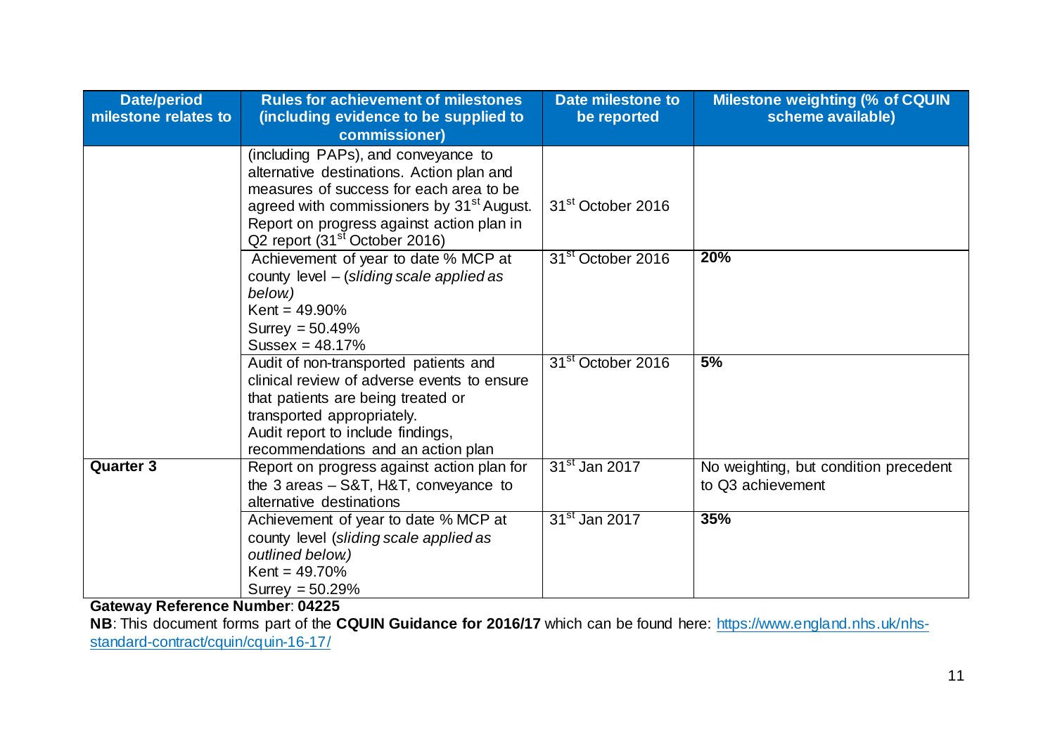| Date/period milestone relates to | Rules for achievement of milestones (including evidence to be supplied to commissioner) | Date milestone to be reported | Milestone weighting (% of CQUIN scheme available) |
|---|---|---|---|
| | (including PAPs), and conveyance to alternative destinations. Action plan and measures of success for each area to be agreed with commissioners by 31st August. Report on progress against action plan in Q2 report (31st October 2016) | 31st October 2016 | |
| | Achievement of year to date % MCP at county level – (*sliding scale applied as below.*)<br>Kent = 49.90%<br>Surrey = 50.49%<br>Sussex = 48.17% | 31st October 2016 | **20%** |
| | Audit of non-transported patients and clinical review of adverse events to ensure that patients are being treated or transported appropriately.<br>Audit report to include findings, recommendations and an action plan | 31st October 2016 | **5%** |
| **Quarter 3** | Report on progress against action plan for the 3 areas – S&T, H&T, conveyance to alternative destinations | 31st Jan 2017 | No weighting, but condition precedent to Q3 achievement |
| | Achievement of year to date % MCP at county level (*sliding scale applied as outlined below.*)<br>Kent = 49.70%<br>Surrey = 50.29% | 31st Jan 2017 | **35%** |

**Gateway Reference Number**: **04225**

**NB**: This document forms part of the **CQUIN Guidance for 2016/17** which can be found here: https://www.england.nhs.uk/nhs-standard-contract/cquin/cquin-16-17/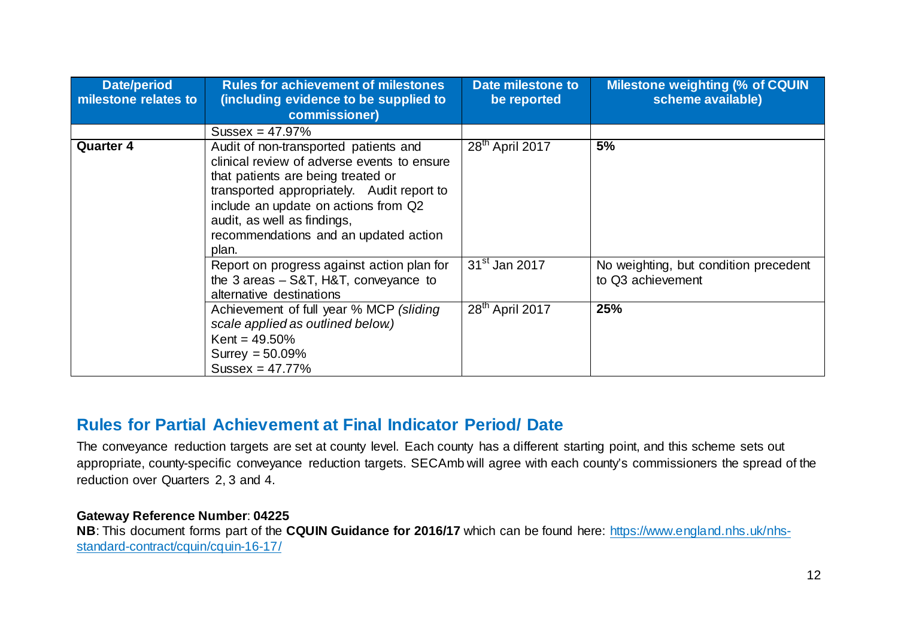| Date/period milestone relates to | Rules for achievement of milestones (including evidence to be supplied to commissioner) | Date milestone to be reported | Milestone weighting (% of CQUIN scheme available) |
|---|---|---|---|
| | Sussex = 47.97% | | |
| **Quarter 4** | Audit of non-transported patients and clinical review of adverse events to ensure that patients are being treated or transported appropriately. Audit report to include an update on actions from Q2 audit, as well as findings, recommendations and an updated action plan. | 28th April 2017 | **5%** |
| | Report on progress against action plan for the 3 areas – S&T, H&T, conveyance to alternative destinations | 31st Jan 2017 | No weighting, but condition precedent to Q3 achievement |
| | Achievement of full year % MCP *(sliding scale applied as outlined below.)*<br>Kent = 49.50%<br>Surrey = 50.09%<br>Sussex = 47.77% | 28th April 2017 | **25%** |

## Rules for Partial Achievement at Final Indicator Period/ Date

The conveyance reduction targets are set at county level. Each county has a different starting point, and this scheme sets out appropriate, county-specific conveyance reduction targets. SECAmb will agree with each county's commissioners the spread of the reduction over Quarters 2, 3 and 4.

**Gateway Reference Number**: **04225**
**NB**: This document forms part of the **CQUIN Guidance for 2016/17** which can be found here: https://www.england.nhs.uk/nhs-standard-contract/cquin/cquin-16-17/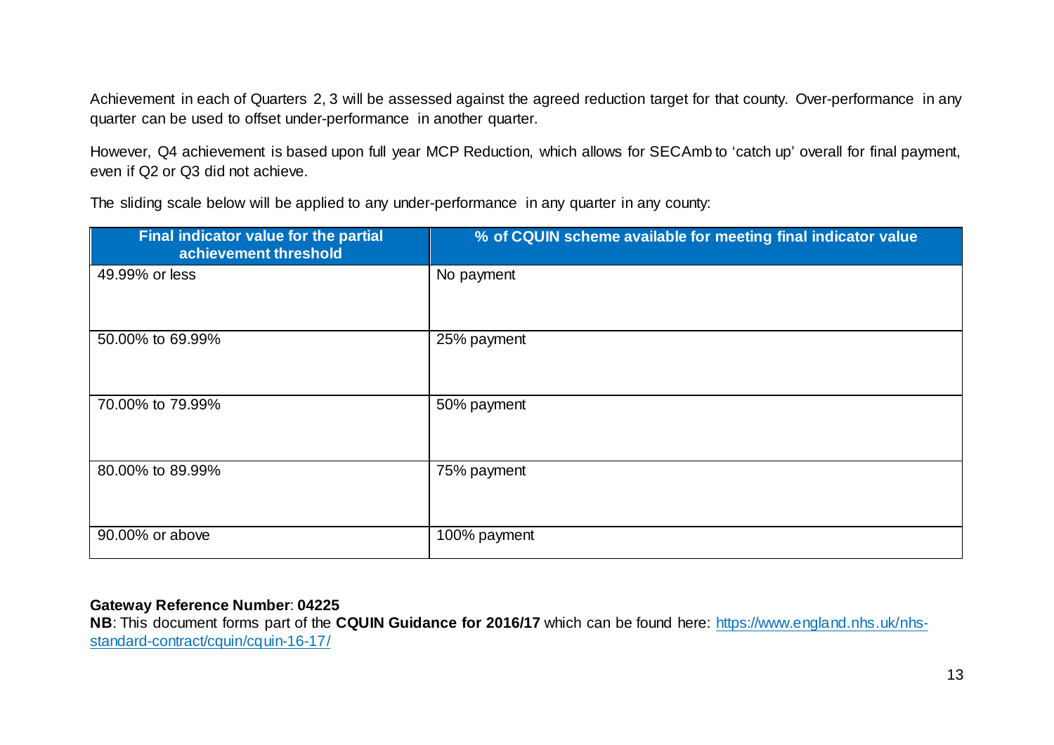Achievement in each of Quarters 2, 3 will be assessed against the agreed reduction target for that county. Over-performance in any quarter can be used to offset under-performance in another quarter.

However, Q4 achievement is based upon full year MCP Reduction, which allows for SECAmb to 'catch up' overall for final payment, even if Q2 or Q3 did not achieve.

The sliding scale below will be applied to any under-performance in any quarter in any county:

| Final indicator value for the partial achievement threshold | % of CQUIN scheme available for meeting final indicator value |
| --- | --- |
| 49.99% or less | No payment |
| 50.00% to 69.99% | 25% payment |
| 70.00% to 79.99% | 50% payment |
| 80.00% to 89.99% | 75% payment |
| 90.00% or above | 100% payment |

**Gateway Reference Number**: **04225**
**NB**: This document forms part of the **CQUIN Guidance for 2016/17** which can be found here: https://www.england.nhs.uk/nhs-standard-contract/cquin/cquin-16-17/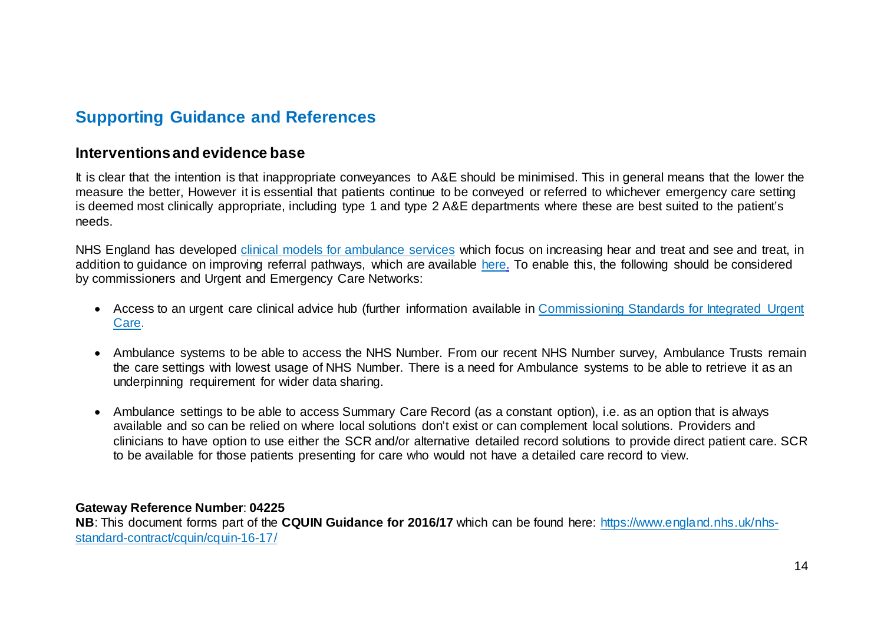## Supporting Guidance and References

### Interventions and evidence base

It is clear that the intention is that inappropriate conveyances to A&E should be minimised. This in general means that the lower the measure the better, However it is essential that patients continue to be conveyed or referred to whichever emergency care setting is deemed most clinically appropriate, including type 1 and type 2 A&E departments where these are best suited to the patient's needs.

NHS England has developed clinical models for ambulance services which focus on increasing hear and treat and see and treat, in addition to guidance on improving referral pathways, which are available here. To enable this, the following should be considered by commissioners and Urgent and Emergency Care Networks:

- Access to an urgent care clinical advice hub (further information available in Commissioning Standards for Integrated Urgent Care.
- Ambulance systems to be able to access the NHS Number. From our recent NHS Number survey, Ambulance Trusts remain the care settings with lowest usage of NHS Number. There is a need for Ambulance systems to be able to retrieve it as an underpinning requirement for wider data sharing.
- Ambulance settings to be able to access Summary Care Record (as a constant option), i.e. as an option that is always available and so can be relied on where local solutions don't exist or can complement local solutions. Providers and clinicians to have option to use either the SCR and/or alternative detailed record solutions to provide direct patient care. SCR to be available for those patients presenting for care who would not have a detailed care record to view.

**Gateway Reference Number**: **04225**
**NB**: This document forms part of the **CQUIN Guidance for 2016/17** which can be found here: https://www.england.nhs.uk/nhs-standard-contract/cquin/cquin-16-17/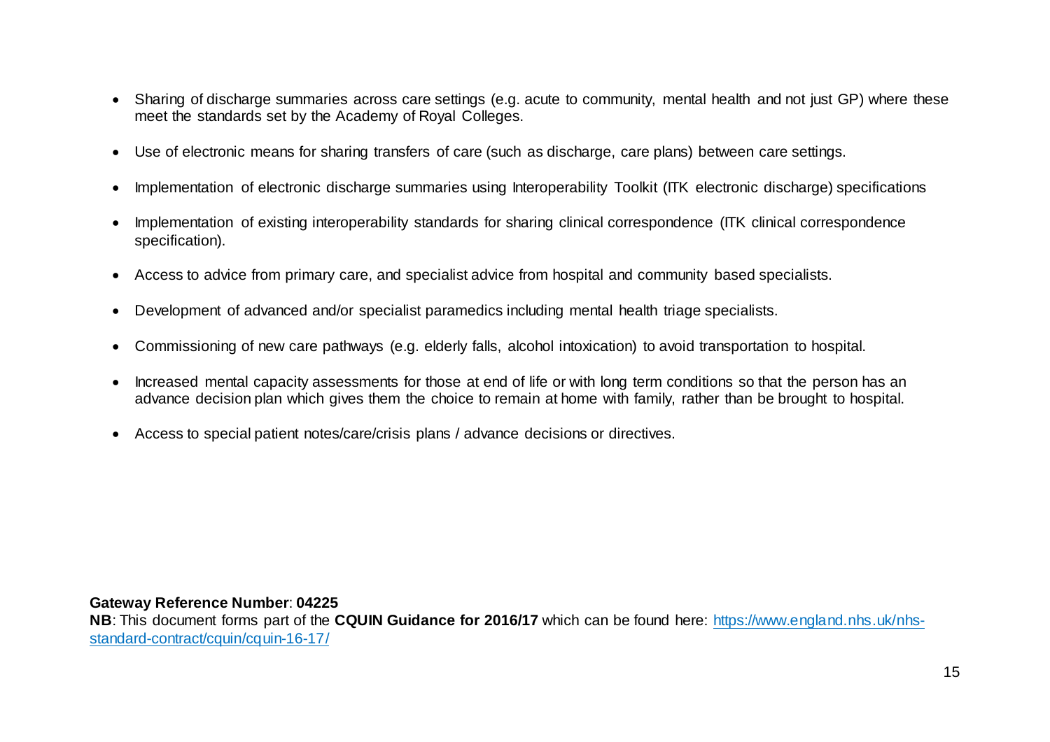- Sharing of discharge summaries across care settings (e.g. acute to community, mental health and not just GP) where these meet the standards set by the Academy of Royal Colleges.
- Use of electronic means for sharing transfers of care (such as discharge, care plans) between care settings.
- Implementation of electronic discharge summaries using Interoperability Toolkit (ITK electronic discharge) specifications
- Implementation of existing interoperability standards for sharing clinical correspondence (ITK clinical correspondence specification).
- Access to advice from primary care, and specialist advice from hospital and community based specialists.
- Development of advanced and/or specialist paramedics including mental health triage specialists.
- Commissioning of new care pathways (e.g. elderly falls, alcohol intoxication) to avoid transportation to hospital.
- Increased mental capacity assessments for those at end of life or with long term conditions so that the person has an advance decision plan which gives them the choice to remain at home with family, rather than be brought to hospital.
- Access to special patient notes/care/crisis plans / advance decisions or directives.

**Gateway Reference Number**: **04225**
**NB**: This document forms part of the **CQUIN Guidance for 2016/17** which can be found here: [https://www.england.nhs.uk/nhs-standard-contract/cquin/cquin-16-17/](https://www.england.nhs.uk/nhs-standard-contract/cquin/cquin-16-17/)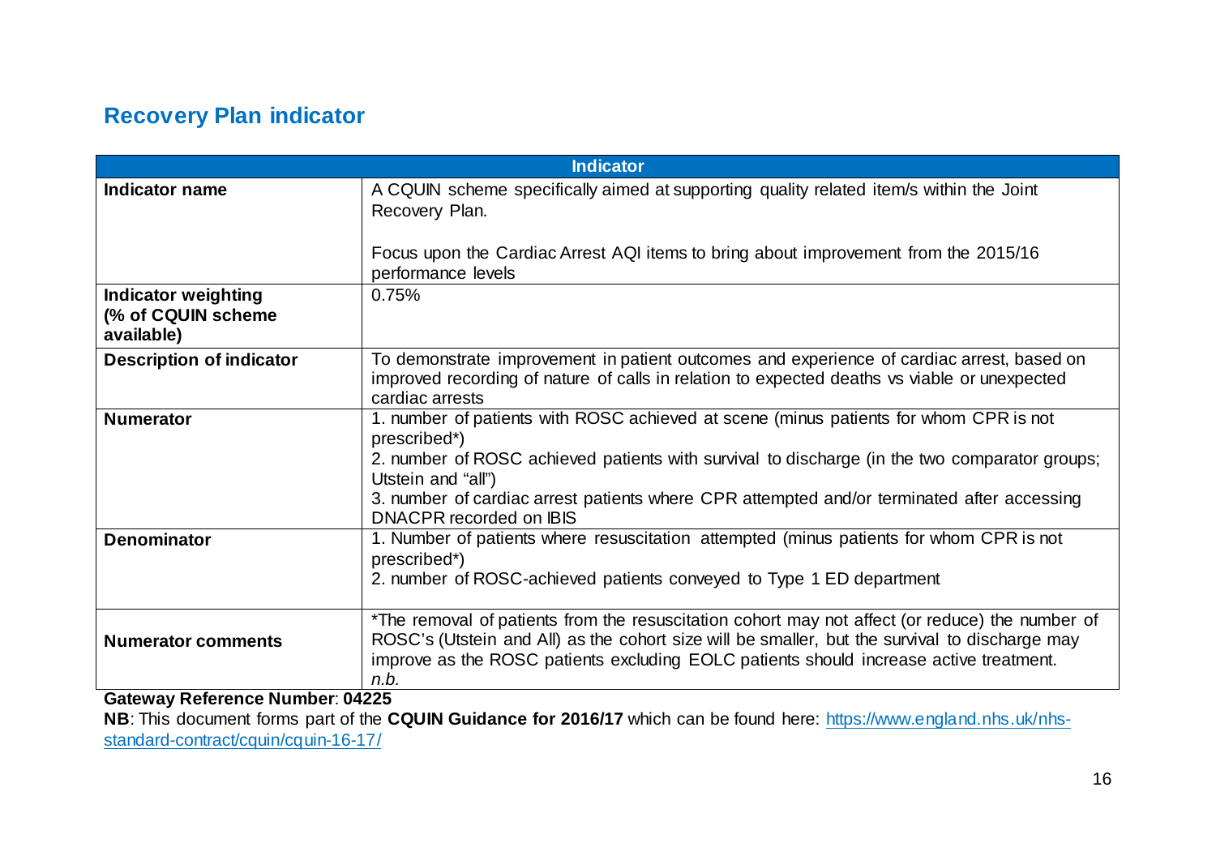## Recovery Plan indicator

| Indicator | |
|---|---|
| **Indicator name** | A CQUIN scheme specifically aimed at supporting quality related item/s within the Joint Recovery Plan.<br><br>Focus upon the Cardiac Arrest AQI items to bring about improvement from the 2015/16 performance levels |
| **Indicator weighting (% of CQUIN scheme available)** | 0.75% |
| **Description of indicator** | To demonstrate improvement in patient outcomes and experience of cardiac arrest, based on improved recording of nature of calls in relation to expected deaths vs viable or unexpected cardiac arrests |
| **Numerator** | 1. number of patients with ROSC achieved at scene (minus patients for whom CPR is not prescribed*)<br>2. number of ROSC achieved patients with survival to discharge (in the two comparator groups; Utstein and "all")<br>3. number of cardiac arrest patients where CPR attempted and/or terminated after accessing DNACPR recorded on IBIS |
| **Denominator** | 1. Number of patients where resuscitation attempted (minus patients for whom CPR is not prescribed*)<br>2. number of ROSC-achieved patients conveyed to Type 1 ED department |
| **Numerator comments** | *The removal of patients from the resuscitation cohort may not affect (or reduce) the number of ROSC's (Utstein and All) as the cohort size will be smaller, but the survival to discharge may improve as the ROSC patients excluding EOLC patients should increase active treatment.<br>*n.b.* |

**Gateway Reference Number**: **04225**

**NB**: This document forms part of the **CQUIN Guidance for 2016/17** which can be found here: https://www.england.nhs.uk/nhs-standard-contract/cquin/cquin-16-17/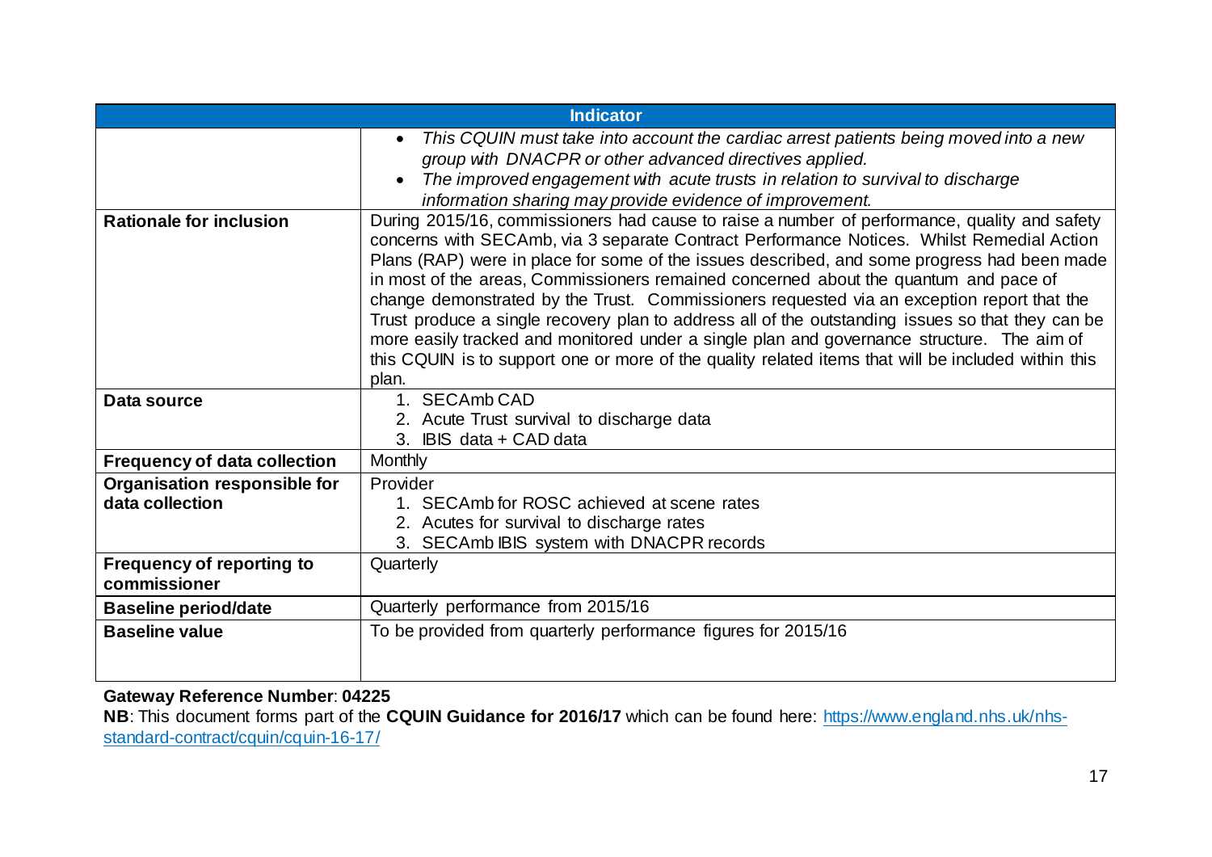| Indicator | |
|---|---|
| | • *This CQUIN must take into account the cardiac arrest patients being moved into a new group with DNACPR or other advanced directives applied.*<br>• *The improved engagement with acute trusts in relation to survival to discharge information sharing may provide evidence of improvement.* |
| **Rationale for inclusion** | During 2015/16, commissioners had cause to raise a number of performance, quality and safety concerns with SECAmb, via 3 separate Contract Performance Notices. Whilst Remedial Action Plans (RAP) were in place for some of the issues described, and some progress had been made in most of the areas, Commissioners remained concerned about the quantum and pace of change demonstrated by the Trust. Commissioners requested via an exception report that the Trust produce a single recovery plan to address all of the outstanding issues so that they can be more easily tracked and monitored under a single plan and governance structure. The aim of this CQUIN is to support one or more of the quality related items that will be included within this plan. |
| **Data source** | 1. SECAmb CAD<br>2. Acute Trust survival to discharge data<br>3. IBIS data + CAD data |
| **Frequency of data collection** | Monthly |
| **Organisation responsible for data collection** | Provider<br>1. SECAmb for ROSC achieved at scene rates<br>2. Acutes for survival to discharge rates<br>3. SECAmb IBIS system with DNACPR records |
| **Frequency of reporting to commissioner** | Quarterly |
| **Baseline period/date** | Quarterly performance from 2015/16 |
| **Baseline value** | To be provided from quarterly performance figures for 2015/16 |

**Gateway Reference Number**: **04225**

**NB**: This document forms part of the **CQUIN Guidance for 2016/17** which can be found here: https://www.england.nhs.uk/nhs-standard-contract/cquin/cquin-16-17/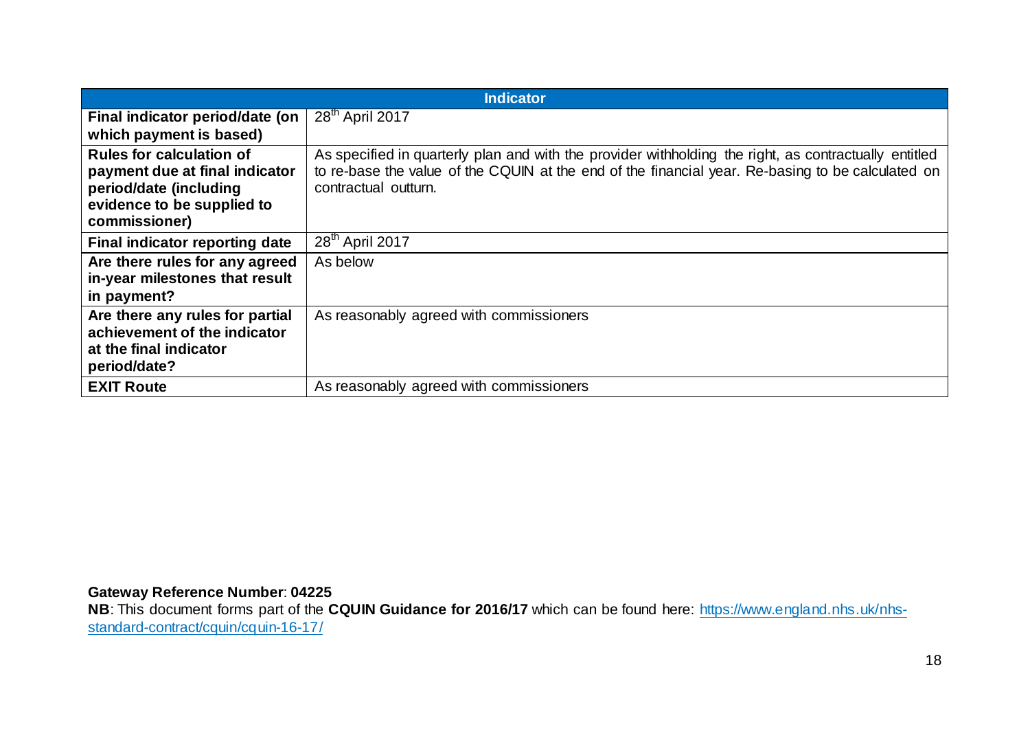| Indicator | |
|---|---|
| **Final indicator period/date (on which payment is based)** | 28th April 2017 |
| **Rules for calculation of payment due at final indicator period/date (including evidence to be supplied to commissioner)** | As specified in quarterly plan and with the provider withholding the right, as contractually entitled to re-base the value of the CQUIN at the end of the financial year. Re-basing to be calculated on contractual outturn. |
| **Final indicator reporting date** | 28th April 2017 |
| **Are there rules for any agreed in-year milestones that result in payment?** | As below |
| **Are there any rules for partial achievement of the indicator at the final indicator period/date?** | As reasonably agreed with commissioners |
| **EXIT Route** | As reasonably agreed with commissioners |

**Gateway Reference Number**: **04225**
**NB**: This document forms part of the **CQUIN Guidance for 2016/17** which can be found here: [https://www.england.nhs.uk/nhs-standard-contract/cquin/cquin-16-17/](https://www.england.nhs.uk/nhs-standard-contract/cquin/cquin-16-17/)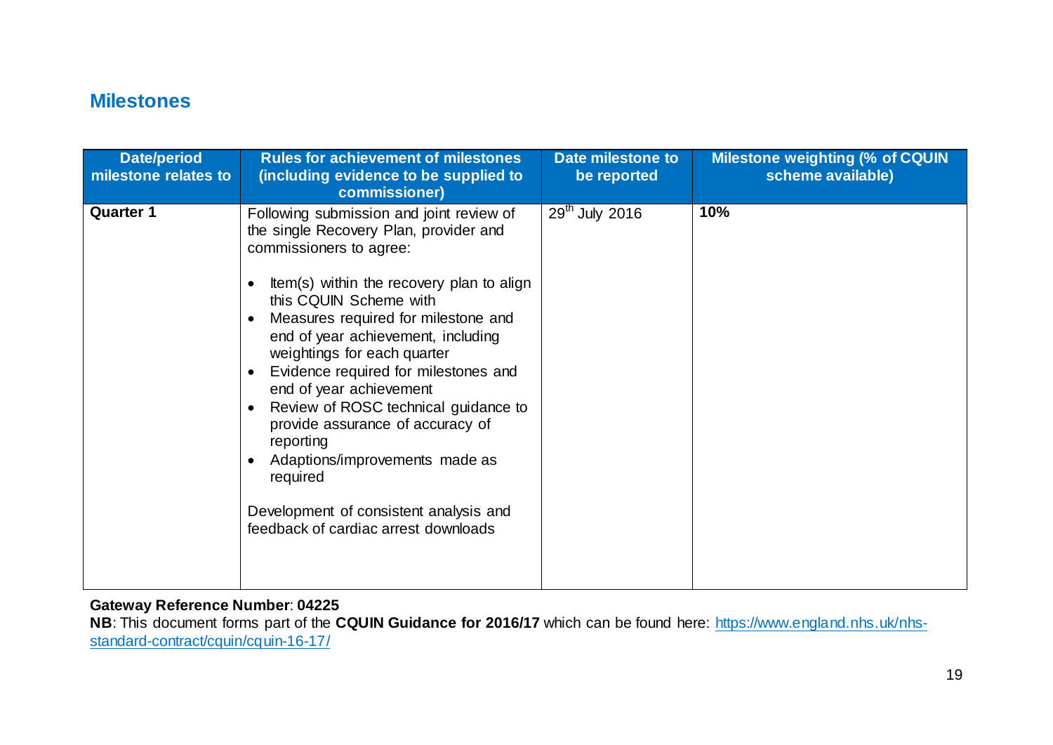## Milestones

| Date/period milestone relates to | Rules for achievement of milestones (including evidence to be supplied to commissioner) | Date milestone to be reported | Milestone weighting (% of CQUIN scheme available) |
|---|---|---|---|
| **Quarter 1** | Following submission and joint review of the single Recovery Plan, provider and commissioners to agree:<br><br>• Item(s) within the recovery plan to align this CQUIN Scheme with<br>• Measures required for milestone and end of year achievement, including weightings for each quarter<br>• Evidence required for milestones and end of year achievement<br>• Review of ROSC technical guidance to provide assurance of accuracy of reporting<br>• Adaptions/improvements made as required<br><br>Development of consistent analysis and feedback of cardiac arrest downloads | 29th July 2016 | **10%** |

**Gateway Reference Number**: **04225**

**NB**: This document forms part of the **CQUIN Guidance for 2016/17** which can be found here: https://www.england.nhs.uk/nhs-standard-contract/cquin/cquin-16-17/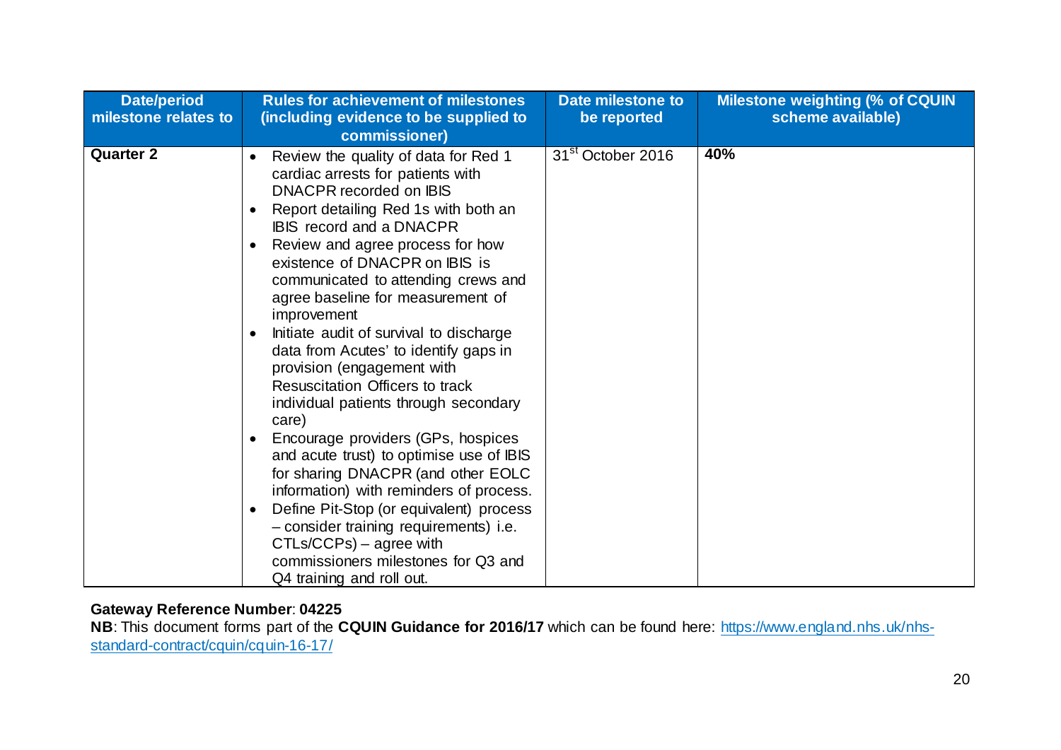| Date/period milestone relates to | Rules for achievement of milestones (including evidence to be supplied to commissioner) | Date milestone to be reported | Milestone weighting (% of CQUIN scheme available) |
|---|---|---|---|
| **Quarter 2** | • Review the quality of data for Red 1 cardiac arrests for patients with DNACPR recorded on IBIS<br>• Report detailing Red 1s with both an IBIS record and a DNACPR<br>• Review and agree process for how existence of DNACPR on IBIS is communicated to attending crews and agree baseline for measurement of improvement<br>• Initiate audit of survival to discharge data from Acutes' to identify gaps in provision (engagement with Resuscitation Officers to track individual patients through secondary care)<br>• Encourage providers (GPs, hospices and acute trust) to optimise use of IBIS for sharing DNACPR (and other EOLC information) with reminders of process.<br>• Define Pit-Stop (or equivalent) process – consider training requirements) i.e. CTLs/CCPs) – agree with commissioners milestones for Q3 and Q4 training and roll out. | 31st October 2016 | **40%** |

**Gateway Reference Number**: **04225**
**NB**: This document forms part of the **CQUIN Guidance for 2016/17** which can be found here: https://www.england.nhs.uk/nhs-standard-contract/cquin/cquin-16-17/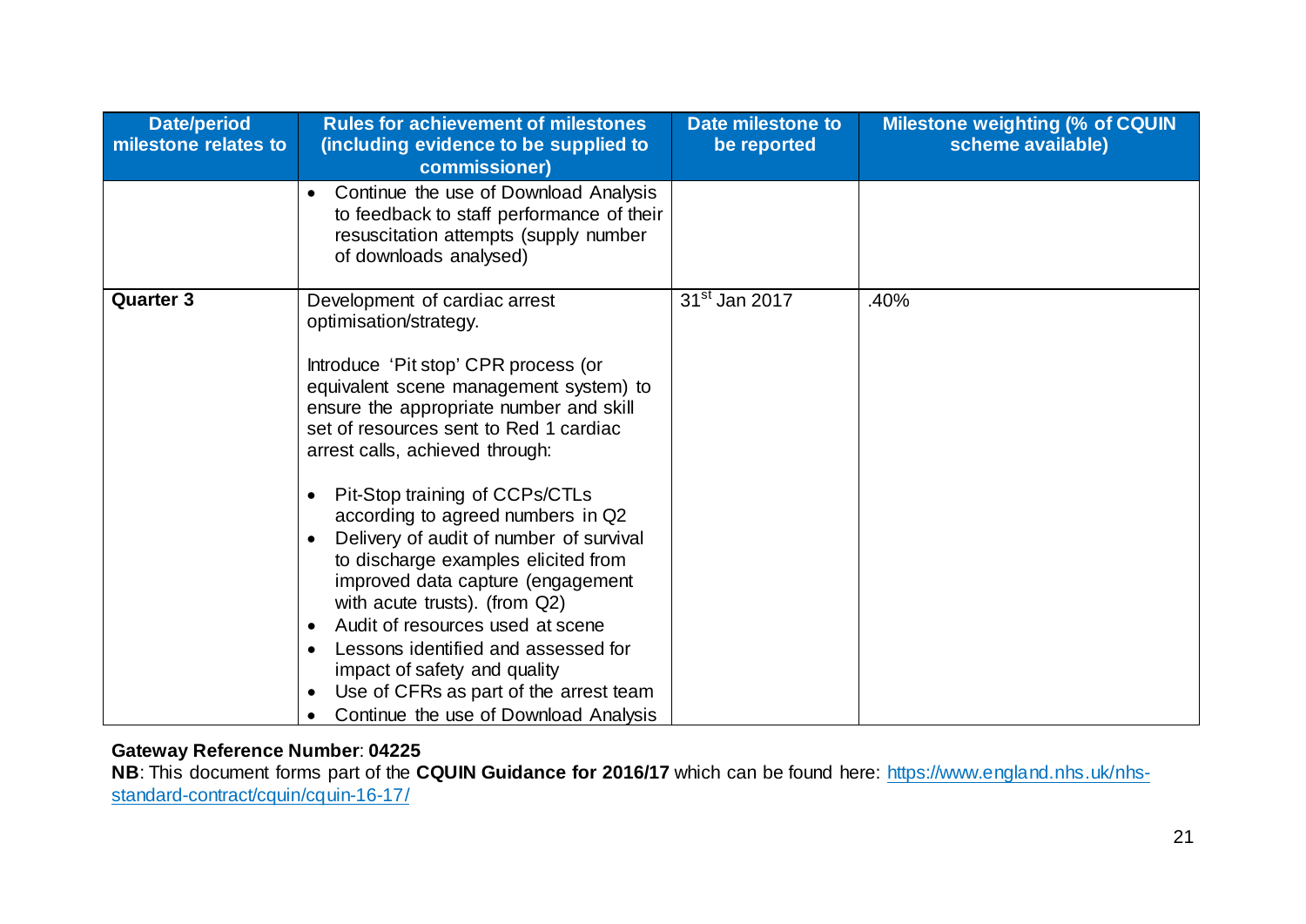| Date/period milestone relates to | Rules for achievement of milestones (including evidence to be supplied to commissioner) | Date milestone to be reported | Milestone weighting (% of CQUIN scheme available) |
|---|---|---|---|
| | • Continue the use of Download Analysis to feedback to staff performance of their resuscitation attempts (supply number of downloads analysed) | | |
| **Quarter 3** | Development of cardiac arrest optimisation/strategy.<br><br>Introduce 'Pit stop' CPR process (or equivalent scene management system) to ensure the appropriate number and skill set of resources sent to Red 1 cardiac arrest calls, achieved through:<br><br>• Pit-Stop training of CCPs/CTLs according to agreed numbers in Q2<br>• Delivery of audit of number of survival to discharge examples elicited from improved data capture (engagement with acute trusts). (from Q2)<br>• Audit of resources used at scene<br>• Lessons identified and assessed for impact of safety and quality<br>• Use of CFRs as part of the arrest team<br>• Continue the use of Download Analysis | 31st Jan 2017 | .40% |

**Gateway Reference Number**: **04225**
**NB**: This document forms part of the **CQUIN Guidance for 2016/17** which can be found here: https://www.england.nhs.uk/nhs-standard-contract/cquin/cquin-16-17/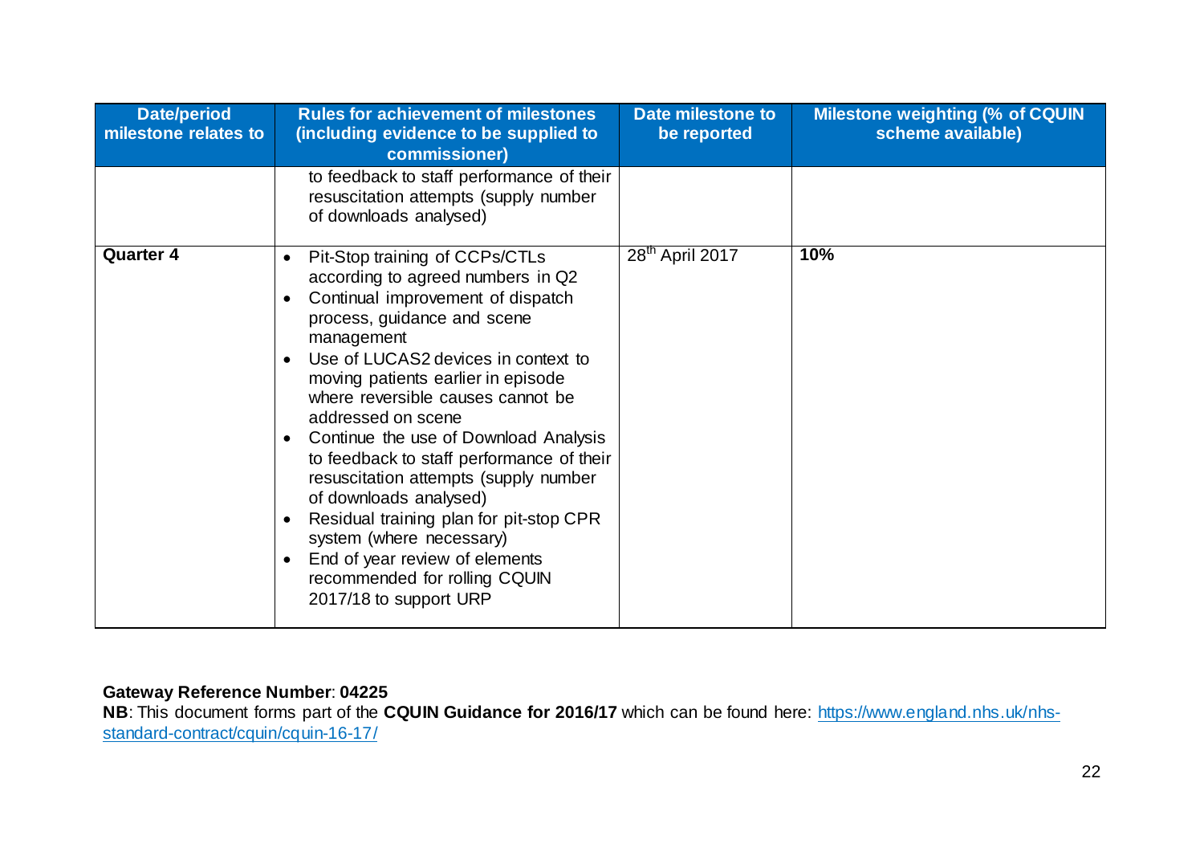| Date/period milestone relates to | Rules for achievement of milestones (including evidence to be supplied to commissioner) | Date milestone to be reported | Milestone weighting (% of CQUIN scheme available) |
|---|---|---|---|
| | to feedback to staff performance of their resuscitation attempts (supply number of downloads analysed) | | |
| **Quarter 4** | • Pit-Stop training of CCPs/CTLs according to agreed numbers in Q2<br>• Continual improvement of dispatch process, guidance and scene management<br>• Use of LUCAS2 devices in context to moving patients earlier in episode where reversible causes cannot be addressed on scene<br>• Continue the use of Download Analysis to feedback to staff performance of their resuscitation attempts (supply number of downloads analysed)<br>• Residual training plan for pit-stop CPR system (where necessary)<br>• End of year review of elements recommended for rolling CQUIN 2017/18 to support URP | 28th April 2017 | **10%** |

**Gateway Reference Number**: **04225**
**NB**: This document forms part of the **CQUIN Guidance for 2016/17** which can be found here: https://www.england.nhs.uk/nhs-standard-contract/cquin/cquin-16-17/